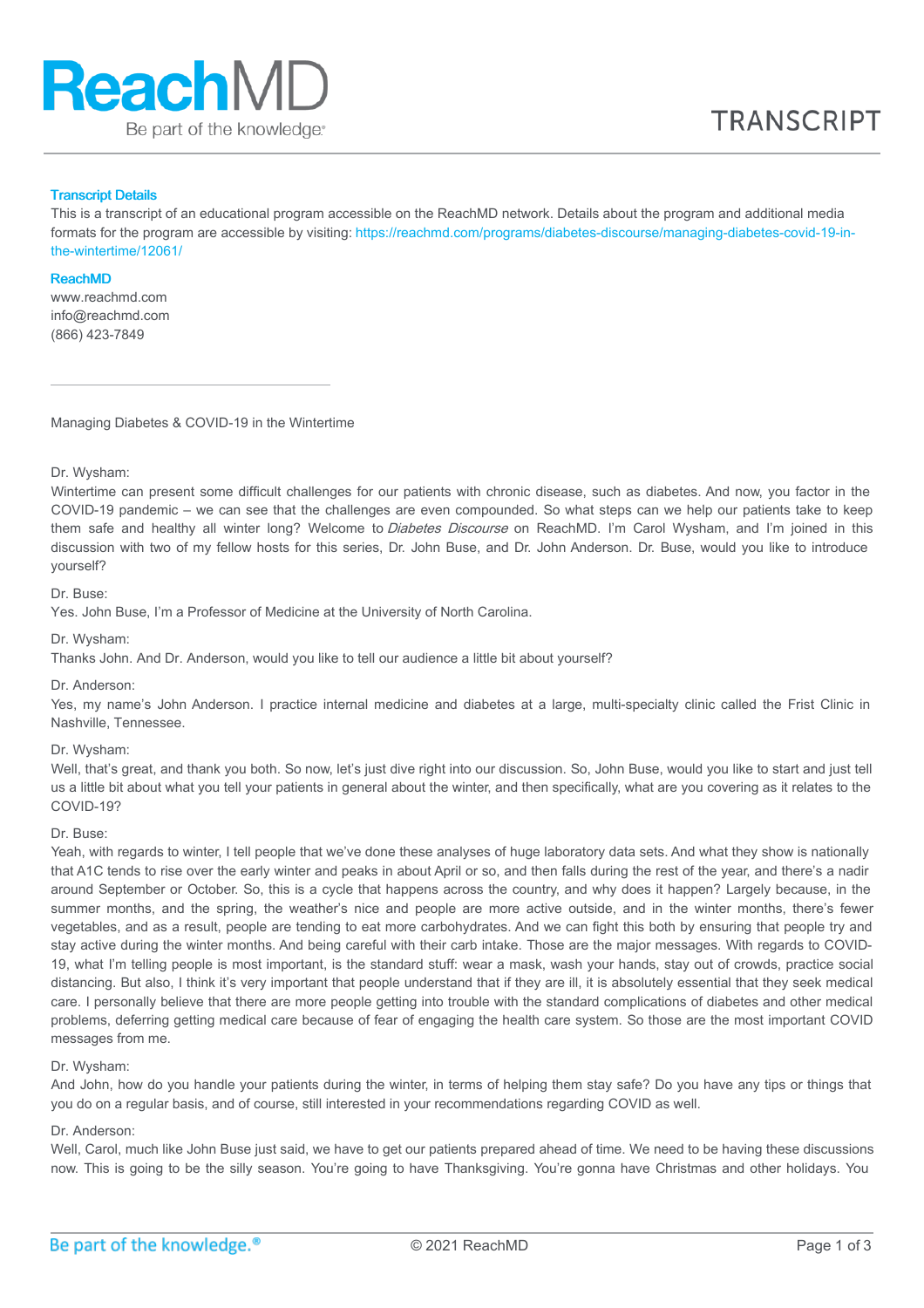# TRANSCRIPT

### Transcript Details

This is a transcript of an educational program accessible on the ReachMD network. Details about the program and additional media formats for the program are accessible by visiting: https://reachmd.com/programs/diabetes-discourse/managing-diabetes-covid-19-in-the-wintertime/12061/

### ReachMD

www.reachmd.com
info@reachmd.com
(866) 423-7849

---

Managing Diabetes & COVID-19 in the Wintertime

Dr. Wysham:
Wintertime can present some difficult challenges for our patients with chronic disease, such as diabetes. And now, you factor in the COVID-19 pandemic – we can see that the challenges are even compounded. So what steps can we help our patients take to keep them safe and healthy all winter long? Welcome to *Diabetes Discourse* on ReachMD. I'm Carol Wysham, and I'm joined in this discussion with two of my fellow hosts for this series, Dr. John Buse, and Dr. John Anderson. Dr. Buse, would you like to introduce yourself?

Dr. Buse:
Yes. John Buse, I'm a Professor of Medicine at the University of North Carolina.

Dr. Wysham:
Thanks John. And Dr. Anderson, would you like to tell our audience a little bit about yourself?

Dr. Anderson:
Yes, my name's John Anderson. I practice internal medicine and diabetes at a large, multi-specialty clinic called the Frist Clinic in Nashville, Tennessee.

Dr. Wysham:
Well, that's great, and thank you both. So now, let's just dive right into our discussion. So, John Buse, would you like to start and just tell us a little bit about what you tell your patients in general about the winter, and then specifically, what are you covering as it relates to the COVID-19?

Dr. Buse:
Yeah, with regards to winter, I tell people that we've done these analyses of huge laboratory data sets. And what they show is nationally that A1C tends to rise over the early winter and peaks in about April or so, and then falls during the rest of the year, and there's a nadir around September or October. So, this is a cycle that happens across the country, and why does it happen? Largely because, in the summer months, and the spring, the weather's nice and people are more active outside, and in the winter months, there's fewer vegetables, and as a result, people are tending to eat more carbohydrates. And we can fight this both by ensuring that people try and stay active during the winter months. And being careful with their carb intake. Those are the major messages. With regards to COVID-19, what I'm telling people is most important, is the standard stuff: wear a mask, wash your hands, stay out of crowds, practice social distancing. But also, I think it's very important that people understand that if they are ill, it is absolutely essential that they seek medical care. I personally believe that there are more people getting into trouble with the standard complications of diabetes and other medical problems, deferring getting medical care because of fear of engaging the health care system. So those are the most important COVID messages from me.

Dr. Wysham:
And John, how do you handle your patients during the winter, in terms of helping them stay safe? Do you have any tips or things that you do on a regular basis, and of course, still interested in your recommendations regarding COVID as well.

Dr. Anderson:
Well, Carol, much like John Buse just said, we have to get our patients prepared ahead of time. We need to be having these discussions now. This is going to be the silly season. You're going to have Thanksgiving. You're gonna have Christmas and other holidays. You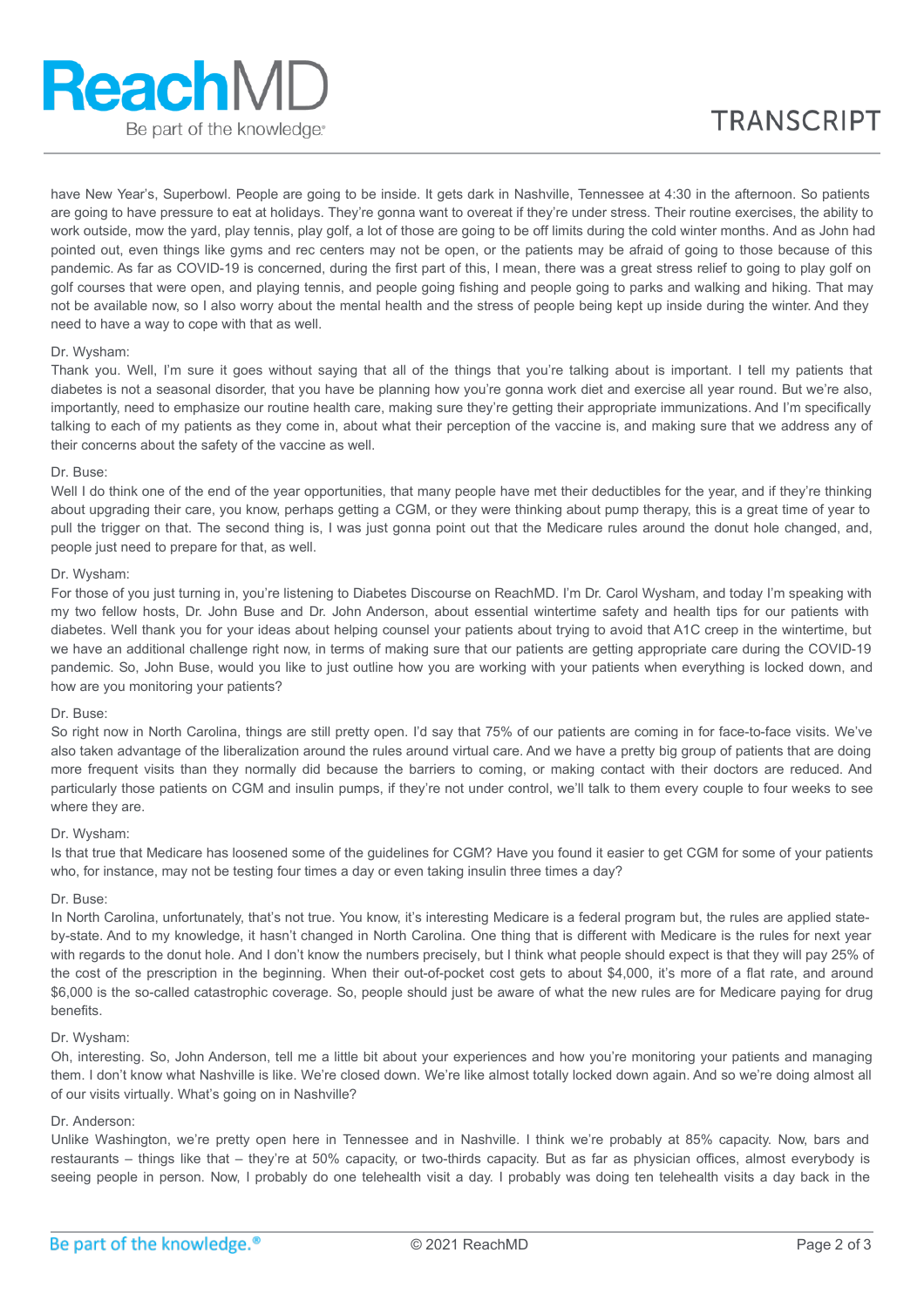have New Year's, Superbowl. People are going to be inside. It gets dark in Nashville, Tennessee at 4:30 in the afternoon. So patients are going to have pressure to eat at holidays. They're gonna want to overeat if they're under stress. Their routine exercises, the ability to work outside, mow the yard, play tennis, play golf, a lot of those are going to be off limits during the cold winter months. And as John had pointed out, even things like gyms and rec centers may not be open, or the patients may be afraid of going to those because of this pandemic. As far as COVID-19 is concerned, during the first part of this, I mean, there was a great stress relief to going to play golf on golf courses that were open, and playing tennis, and people going fishing and people going to parks and walking and hiking. That may not be available now, so I also worry about the mental health and the stress of people being kept up inside during the winter. And they need to have a way to cope with that as well.

Dr. Wysham:
Thank you. Well, I'm sure it goes without saying that all of the things that you're talking about is important. I tell my patients that diabetes is not a seasonal disorder, that you have be planning how you're gonna work diet and exercise all year round. But we're also, importantly, need to emphasize our routine health care, making sure they're getting their appropriate immunizations. And I'm specifically talking to each of my patients as they come in, about what their perception of the vaccine is, and making sure that we address any of their concerns about the safety of the vaccine as well.

Dr. Buse:
Well I do think one of the end of the year opportunities, that many people have met their deductibles for the year, and if they're thinking about upgrading their care, you know, perhaps getting a CGM, or they were thinking about pump therapy, this is a great time of year to pull the trigger on that. The second thing is, I was just gonna point out that the Medicare rules around the donut hole changed, and, people just need to prepare for that, as well.

Dr. Wysham:
For those of you just turning in, you're listening to Diabetes Discourse on ReachMD. I'm Dr. Carol Wysham, and today I'm speaking with my two fellow hosts, Dr. John Buse and Dr. John Anderson, about essential wintertime safety and health tips for our patients with diabetes. Well thank you for your ideas about helping counsel your patients about trying to avoid that A1C creep in the wintertime, but we have an additional challenge right now, in terms of making sure that our patients are getting appropriate care during the COVID-19 pandemic. So, John Buse, would you like to just outline how you are working with your patients when everything is locked down, and how are you monitoring your patients?

Dr. Buse:
So right now in North Carolina, things are still pretty open. I'd say that 75% of our patients are coming in for face-to-face visits. We've also taken advantage of the liberalization around the rules around virtual care. And we have a pretty big group of patients that are doing more frequent visits than they normally did because the barriers to coming, or making contact with their doctors are reduced. And particularly those patients on CGM and insulin pumps, if they're not under control, we'll talk to them every couple to four weeks to see where they are.

Dr. Wysham:
Is that true that Medicare has loosened some of the guidelines for CGM? Have you found it easier to get CGM for some of your patients who, for instance, may not be testing four times a day or even taking insulin three times a day?

Dr. Buse:
In North Carolina, unfortunately, that's not true. You know, it's interesting Medicare is a federal program but, the rules are applied state-by-state. And to my knowledge, it hasn't changed in North Carolina. One thing that is different with Medicare is the rules for next year with regards to the donut hole. And I don't know the numbers precisely, but I think what people should expect is that they will pay 25% of the cost of the prescription in the beginning. When their out-of-pocket cost gets to about $4,000, it's more of a flat rate, and around $6,000 is the so-called catastrophic coverage. So, people should just be aware of what the new rules are for Medicare paying for drug benefits.

Dr. Wysham:
Oh, interesting. So, John Anderson, tell me a little bit about your experiences and how you're monitoring your patients and managing them. I don't know what Nashville is like. We're closed down. We're like almost totally locked down again. And so we're doing almost all of our visits virtually. What's going on in Nashville?

Dr. Anderson:
Unlike Washington, we're pretty open here in Tennessee and in Nashville. I think we're probably at 85% capacity. Now, bars and restaurants – things like that – they're at 50% capacity, or two-thirds capacity. But as far as physician offices, almost everybody is seeing people in person. Now, I probably do one telehealth visit a day. I probably was doing ten telehealth visits a day back in the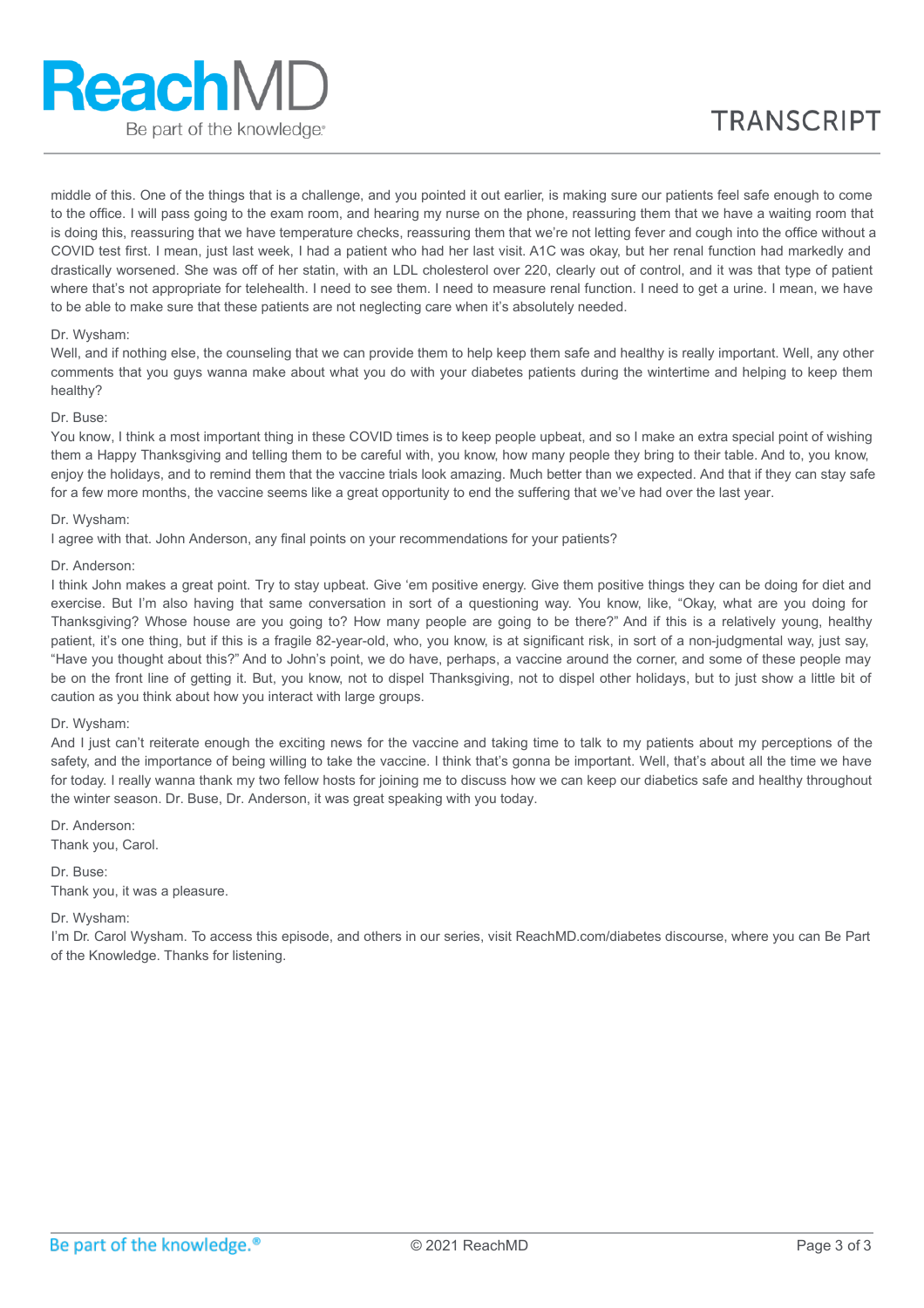middle of this. One of the things that is a challenge, and you pointed it out earlier, is making sure our patients feel safe enough to come to the office. I will pass going to the exam room, and hearing my nurse on the phone, reassuring them that we have a waiting room that is doing this, reassuring that we have temperature checks, reassuring them that we're not letting fever and cough into the office without a COVID test first. I mean, just last week, I had a patient who had her last visit. A1C was okay, but her renal function had markedly and drastically worsened. She was off of her statin, with an LDL cholesterol over 220, clearly out of control, and it was that type of patient where that's not appropriate for telehealth. I need to see them. I need to measure renal function. I need to get a urine. I mean, we have to be able to make sure that these patients are not neglecting care when it's absolutely needed.

Dr. Wysham:
Well, and if nothing else, the counseling that we can provide them to help keep them safe and healthy is really important. Well, any other comments that you guys wanna make about what you do with your diabetes patients during the wintertime and helping to keep them healthy?

Dr. Buse:
You know, I think a most important thing in these COVID times is to keep people upbeat, and so I make an extra special point of wishing them a Happy Thanksgiving and telling them to be careful with, you know, how many people they bring to their table. And to, you know, enjoy the holidays, and to remind them that the vaccine trials look amazing. Much better than we expected. And that if they can stay safe for a few more months, the vaccine seems like a great opportunity to end the suffering that we've had over the last year.

Dr. Wysham:
I agree with that. John Anderson, any final points on your recommendations for your patients?

Dr. Anderson:
I think John makes a great point. Try to stay upbeat. Give 'em positive energy. Give them positive things they can be doing for diet and exercise. But I'm also having that same conversation in sort of a questioning way. You know, like, "Okay, what are you doing for Thanksgiving? Whose house are you going to? How many people are going to be there?" And if this is a relatively young, healthy patient, it's one thing, but if this is a fragile 82-year-old, who, you know, is at significant risk, in sort of a non-judgmental way, just say, "Have you thought about this?" And to John's point, we do have, perhaps, a vaccine around the corner, and some of these people may be on the front line of getting it. But, you know, not to dispel Thanksgiving, not to dispel other holidays, but to just show a little bit of caution as you think about how you interact with large groups.

Dr. Wysham:
And I just can't reiterate enough the exciting news for the vaccine and taking time to talk to my patients about my perceptions of the safety, and the importance of being willing to take the vaccine. I think that's gonna be important. Well, that's about all the time we have for today. I really wanna thank my two fellow hosts for joining me to discuss how we can keep our diabetics safe and healthy throughout the winter season. Dr. Buse, Dr. Anderson, it was great speaking with you today.

Dr. Anderson:
Thank you, Carol.

Dr. Buse:
Thank you, it was a pleasure.

Dr. Wysham:
I'm Dr. Carol Wysham. To access this episode, and others in our series, visit ReachMD.com/diabetes discourse, where you can Be Part of the Knowledge. Thanks for listening.